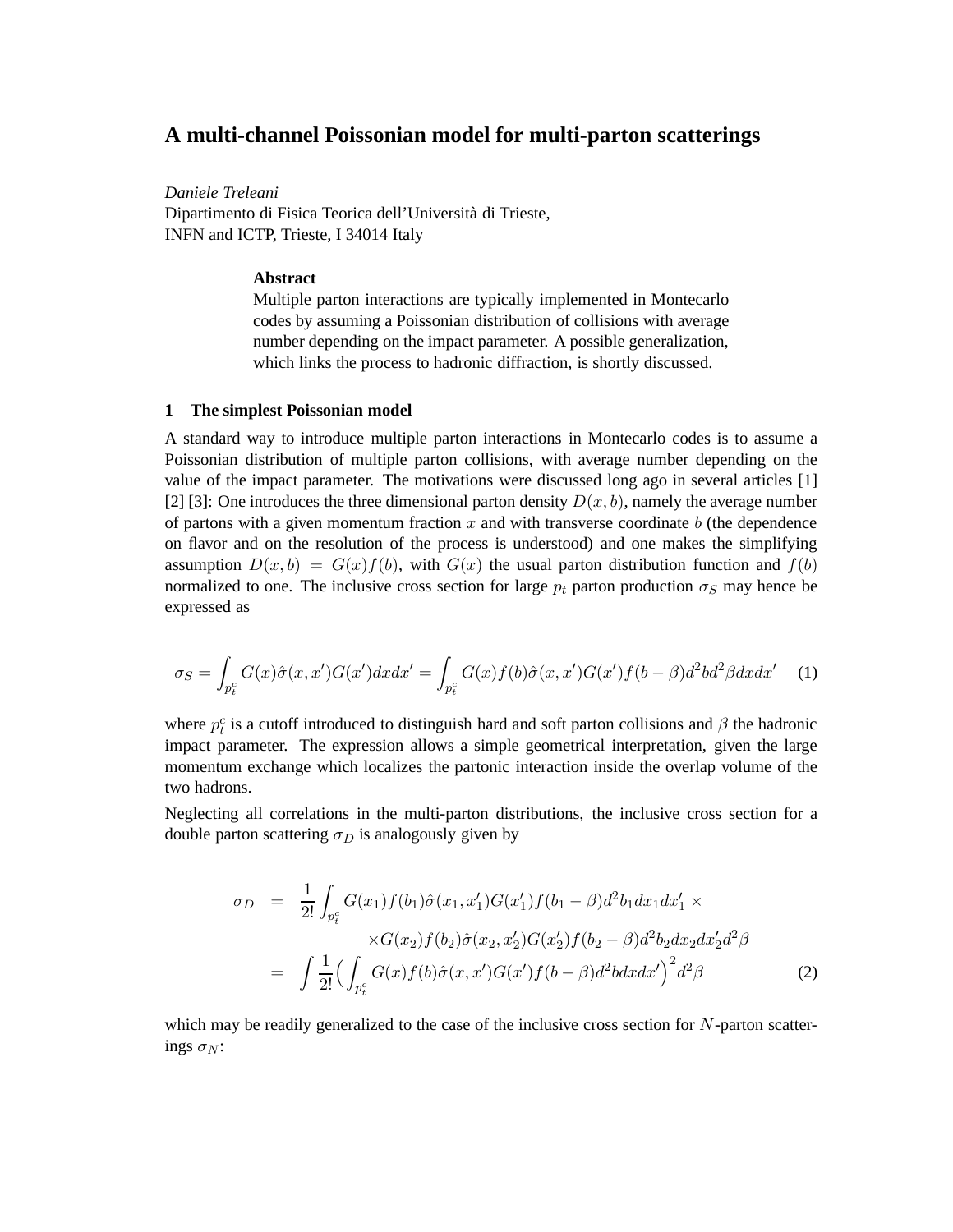# A multi-channel Poissonian model for multi-parton scatterings

*Daniele Treleani*
Dipartimento di Fisica Teorica dell'Università di Trieste,
INFN and ICTP, Trieste, I 34014 Italy

**Abstract**

Multiple parton interactions are typically implemented in Montecarlo codes by assuming a Poissonian distribution of collisions with average number depending on the impact parameter. A possible generalization, which links the process to hadronic diffraction, is shortly discussed.

## 1 The simplest Poissonian model

A standard way to introduce multiple parton interactions in Montecarlo codes is to assume a Poissonian distribution of multiple parton collisions, with average number depending on the value of the impact parameter. The motivations were discussed long ago in several articles [1] [2] [3]: One introduces the three dimensional parton density $D(x, b)$, namely the average number of partons with a given momentum fraction $x$ and with transverse coordinate $b$ (the dependence on flavor and on the resolution of the process is understood) and one makes the simplifying assumption $D(x, b) = G(x)f(b)$, with $G(x)$ the usual parton distribution function and $f(b)$ normalized to one. The inclusive cross section for large $p_t$ parton production $\sigma_S$ may hence be expressed as

$$\sigma_S = \int_{p_t^c} G(x)\hat{\sigma}(x, x')G(x')dxdx' = \int_{p_t^c} G(x)f(b)\hat{\sigma}(x, x')G(x')f(b-\beta)d^2bd^2\beta dxdx' \quad (1)$$

where $p_t^c$ is a cutoff introduced to distinguish hard and soft parton collisions and $\beta$ the hadronic impact parameter. The expression allows a simple geometrical interpretation, given the large momentum exchange which localizes the partonic interaction inside the overlap volume of the two hadrons.

Neglecting all correlations in the multi-parton distributions, the inclusive cross section for a double parton scattering $\sigma_D$ is analogously given by

$$\begin{aligned}
\sigma_D &= \frac{1}{2!}\int_{p_t^c} G(x_1)f(b_1)\hat{\sigma}(x_1, x_1')G(x_1')f(b_1-\beta)d^2b_1dx_1dx_1' \times \\
&\qquad \times G(x_2)f(b_2)\hat{\sigma}(x_2, x_2')G(x_2')f(b_2-\beta)d^2b_2dx_2dx_2'd^2\beta \\
&= \int \frac{1}{2!}\Big(\int_{p_t^c} G(x)f(b)\hat{\sigma}(x, x')G(x')f(b-\beta)d^2bdxdx'\Big)^2 d^2\beta \qquad (2)
\end{aligned}$$

which may be readily generalized to the case of the inclusive cross section for $N$-parton scatterings $\sigma_N$: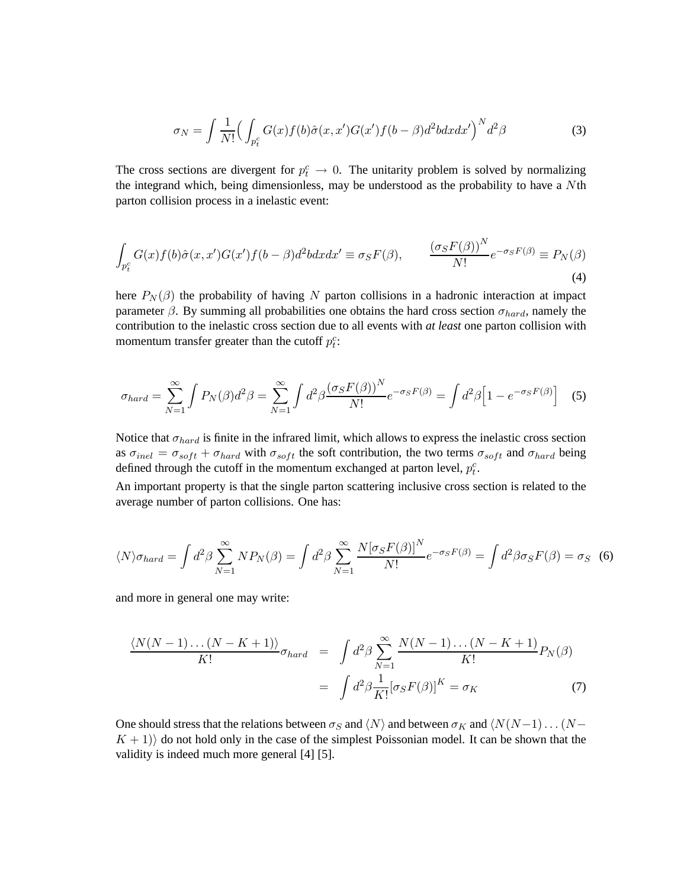$$\sigma_N = \int \frac{1}{N!}\Big(\int_{p_t^c} G(x)f(b)\hat{\sigma}(x,x')G(x')f(b-\beta)d^2b dx dx'\Big)^N d^2\beta \tag{3}$$

The cross sections are divergent for $p_t^c \to 0$. The unitarity problem is solved by normalizing the integrand which, being dimensionless, may be understood as the probability to have a $N$th parton collision process in a inelastic event:

$$\int_{p_t^c} G(x)f(b)\hat{\sigma}(x,x')G(x')f(b-\beta)d^2b dx dx' \equiv \sigma_S F(\beta), \qquad \frac{\big(\sigma_S F(\beta)\big)^N}{N!}e^{-\sigma_S F(\beta)} \equiv P_N(\beta) \tag{4}$$

here $P_N(\beta)$ the probability of having $N$ parton collisions in a hadronic interaction at impact parameter $\beta$. By summing all probabilities one obtains the hard cross section $\sigma_{hard}$, namely the contribution to the inelastic cross section due to all events with *at least* one parton collision with momentum transfer greater than the cutoff $p_t^c$:

$$\sigma_{hard} = \sum_{N=1}^{\infty}\int P_N(\beta)d^2\beta = \sum_{N=1}^{\infty}\int d^2\beta \frac{\big(\sigma_S F(\beta)\big)^N}{N!}e^{-\sigma_S F(\beta)} = \int d^2\beta\Big[1-e^{-\sigma_S F(\beta)}\Big] \tag{5}$$

Notice that $\sigma_{hard}$ is finite in the infrared limit, which allows to express the inelastic cross section as $\sigma_{inel} = \sigma_{soft} + \sigma_{hard}$ with $\sigma_{soft}$ the soft contribution, the two terms $\sigma_{soft}$ and $\sigma_{hard}$ being defined through the cutoff in the momentum exchanged at parton level, $p_t^c$.

An important property is that the single parton scattering inclusive cross section is related to the average number of parton collisions. One has:

$$\langle N\rangle\sigma_{hard} = \int d^2\beta\sum_{N=1}^{\infty} NP_N(\beta) = \int d^2\beta\sum_{N=1}^{\infty}\frac{N\big[\sigma_S F(\beta)\big]^N}{N!}e^{-\sigma_S F(\beta)} = \int d^2\beta\,\sigma_S F(\beta) = \sigma_S \tag{6}$$

and more in general one may write:

$$\begin{aligned}\frac{\langle N(N-1)\dots(N-K+1)\rangle}{K!}\sigma_{hard} &= \int d^2\beta\sum_{N=1}^{\infty}\frac{N(N-1)\dots(N-K+1)}{K!}P_N(\beta)\\ &= \int d^2\beta\frac{1}{K!}\big[\sigma_S F(\beta)\big]^K = \sigma_K\end{aligned} \tag{7}$$

One should stress that the relations between $\sigma_S$ and $\langle N\rangle$ and between $\sigma_K$ and $\langle N(N-1)\dots(N-K+1)\rangle$ do not hold only in the case of the simplest Poissonian model. It can be shown that the validity is indeed much more general [4] [5].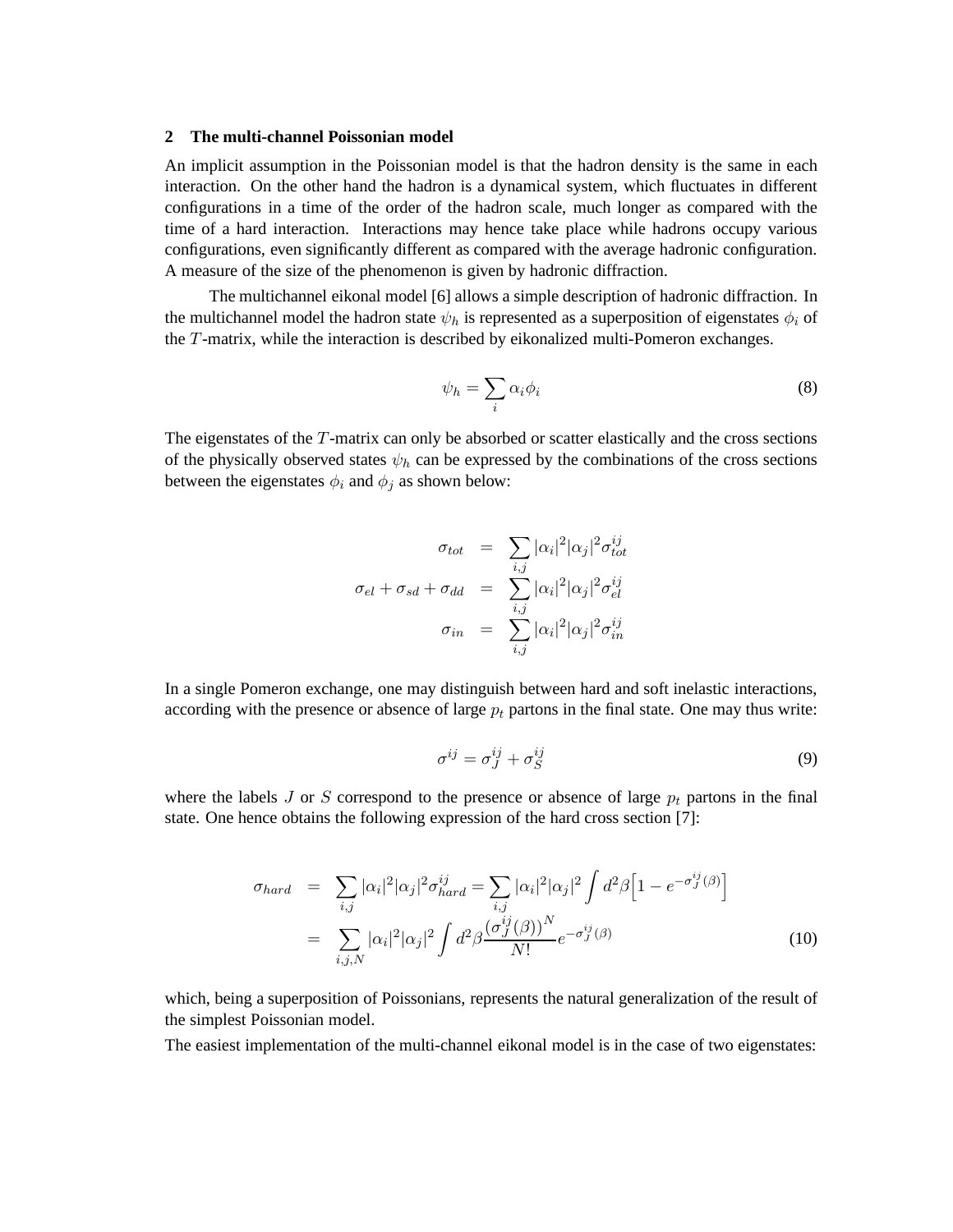## 2 The multi-channel Poissonian model

An implicit assumption in the Poissonian model is that the hadron density is the same in each interaction. On the other hand the hadron is a dynamical system, which fluctuates in different configurations in a time of the order of the hadron scale, much longer as compared with the time of a hard interaction. Interactions may hence take place while hadrons occupy various configurations, even significantly different as compared with the average hadronic configuration. A measure of the size of the phenomenon is given by hadronic diffraction.

The multichannel eikonal model [6] allows a simple description of hadronic diffraction. In the multichannel model the hadron state $\psi_h$ is represented as a superposition of eigenstates $\phi_i$ of the $T$-matrix, while the interaction is described by eikonalized multi-Pomeron exchanges.

$$\psi_h = \sum_i \alpha_i \phi_i \tag{8}$$

The eigenstates of the $T$-matrix can only be absorbed or scatter elastically and the cross sections of the physically observed states $\psi_h$ can be expressed by the combinations of the cross sections between the eigenstates $\phi_i$ and $\phi_j$ as shown below:

$$\begin{aligned}
\sigma_{tot} &= \sum_{i,j} |\alpha_i|^2 |\alpha_j|^2 \sigma_{tot}^{ij} \\
\sigma_{el} + \sigma_{sd} + \sigma_{dd} &= \sum_{i,j} |\alpha_i|^2 |\alpha_j|^2 \sigma_{el}^{ij} \\
\sigma_{in} &= \sum_{i,j} |\alpha_i|^2 |\alpha_j|^2 \sigma_{in}^{ij}
\end{aligned}$$

In a single Pomeron exchange, one may distinguish between hard and soft inelastic interactions, according with the presence or absence of large $p_t$ partons in the final state. One may thus write:

$$\sigma^{ij} = \sigma_J^{ij} + \sigma_S^{ij} \tag{9}$$

where the labels $J$ or $S$ correspond to the presence or absence of large $p_t$ partons in the final state. One hence obtains the following expression of the hard cross section [7]:

$$\begin{aligned}
\sigma_{hard} &= \sum_{i,j} |\alpha_i|^2 |\alpha_j|^2 \sigma_{hard}^{ij} = \sum_{i,j} |\alpha_i|^2 |\alpha_j|^2 \int d^2\beta \Big[1 - e^{-\sigma_J^{ij}(\beta)}\Big] \\
&= \sum_{i,j,N} |\alpha_i|^2 |\alpha_j|^2 \int d^2\beta \frac{\left(\sigma_J^{ij}(\beta)\right)^N}{N!} e^{-\sigma_J^{ij}(\beta)}
\end{aligned} \tag{10}$$

which, being a superposition of Poissonians, represents the natural generalization of the result of the simplest Poissonian model.

The easiest implementation of the multi-channel eikonal model is in the case of two eigenstates: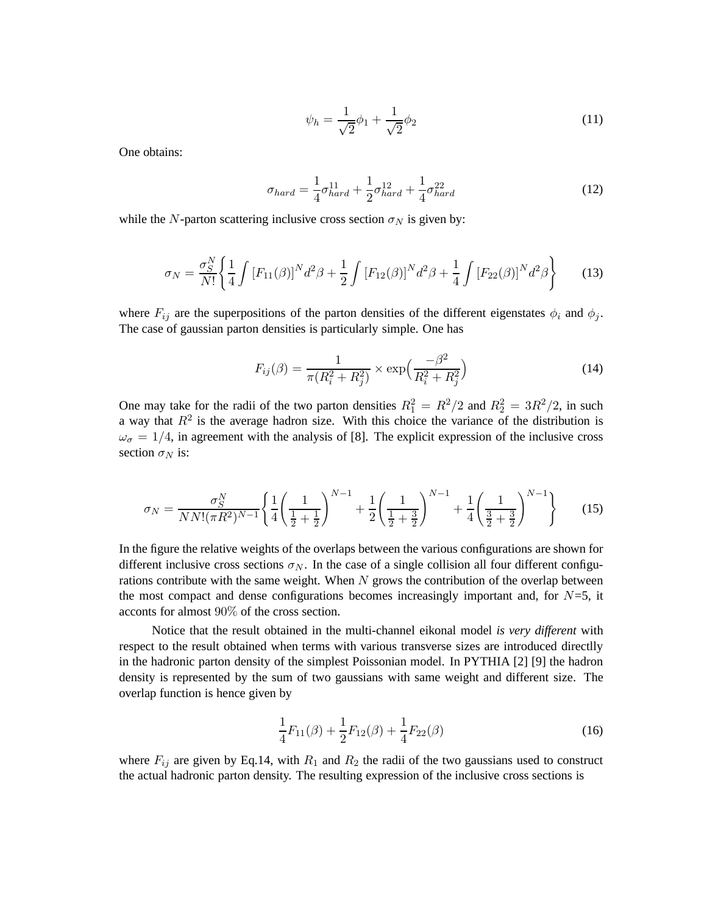$$\psi_h = \frac{1}{\sqrt{2}}\phi_1 + \frac{1}{\sqrt{2}}\phi_2 \tag{11}$$

One obtains:

$$\sigma_{hard} = \frac{1}{4}\sigma_{hard}^{11} + \frac{1}{2}\sigma_{hard}^{12} + \frac{1}{4}\sigma_{hard}^{22} \tag{12}$$

while the $N$-parton scattering inclusive cross section $\sigma_N$ is given by:

$$\sigma_N = \frac{\sigma_S^N}{N!}\left\{\frac{1}{4}\int\left[F_{11}(\beta)\right]^N d^2\beta + \frac{1}{2}\int\left[F_{12}(\beta)\right]^N d^2\beta + \frac{1}{4}\int\left[F_{22}(\beta)\right]^N d^2\beta\right\} \tag{13}$$

where $F_{ij}$ are the superpositions of the parton densities of the different eigenstates $\phi_i$ and $\phi_j$. The case of gaussian parton densities is particularly simple. One has

$$F_{ij}(\beta) = \frac{1}{\pi(R_i^2 + R_j^2)} \times \exp\Big(\frac{-\beta^2}{R_i^2 + R_j^2}\Big) \tag{14}$$

One may take for the radii of the two parton densities $R_1^2 = R^2/2$ and $R_2^2 = 3R^2/2$, in such a way that $R^2$ is the average hadron size. With this choice the variance of the distribution is $\omega_\sigma = 1/4$, in agreement with the analysis of [8]. The explicit expression of the inclusive cross section $\sigma_N$ is:

$$\sigma_N = \frac{\sigma_S^N}{NN!(\pi R^2)^{N-1}}\left\{\frac{1}{4}\left(\frac{1}{\frac{1}{2}+\frac{1}{2}}\right)^{N-1} + \frac{1}{2}\left(\frac{1}{\frac{1}{2}+\frac{3}{2}}\right)^{N-1} + \frac{1}{4}\left(\frac{1}{\frac{3}{2}+\frac{3}{2}}\right)^{N-1}\right\} \tag{15}$$

In the figure the relative weights of the overlaps between the various configurations are shown for different inclusive cross sections $\sigma_N$. In the case of a single collision all four different configurations contribute with the same weight. When $N$ grows the contribution of the overlap between the most compact and dense configurations becomes increasingly important and, for $N$=5, it accont s for almost $90\%$ of the cross section.

Notice that the result obtained in the multi-channel eikonal model *is very different* with respect to the result obtained when terms with various transverse sizes are introduced directlly in the hadronic parton density of the simplest Poissonian model. In PYTHIA [2] [9] the hadron density is represented by the sum of two gaussians with same weight and different size. The overlap function is hence given by

$$\frac{1}{4}F_{11}(\beta) + \frac{1}{2}F_{12}(\beta) + \frac{1}{4}F_{22}(\beta) \tag{16}$$

where $F_{ij}$ are given by Eq.14, with $R_1$ and $R_2$ the radii of the two gaussians used to construct the actual hadronic parton density. The resulting expression of the inclusive cross sections is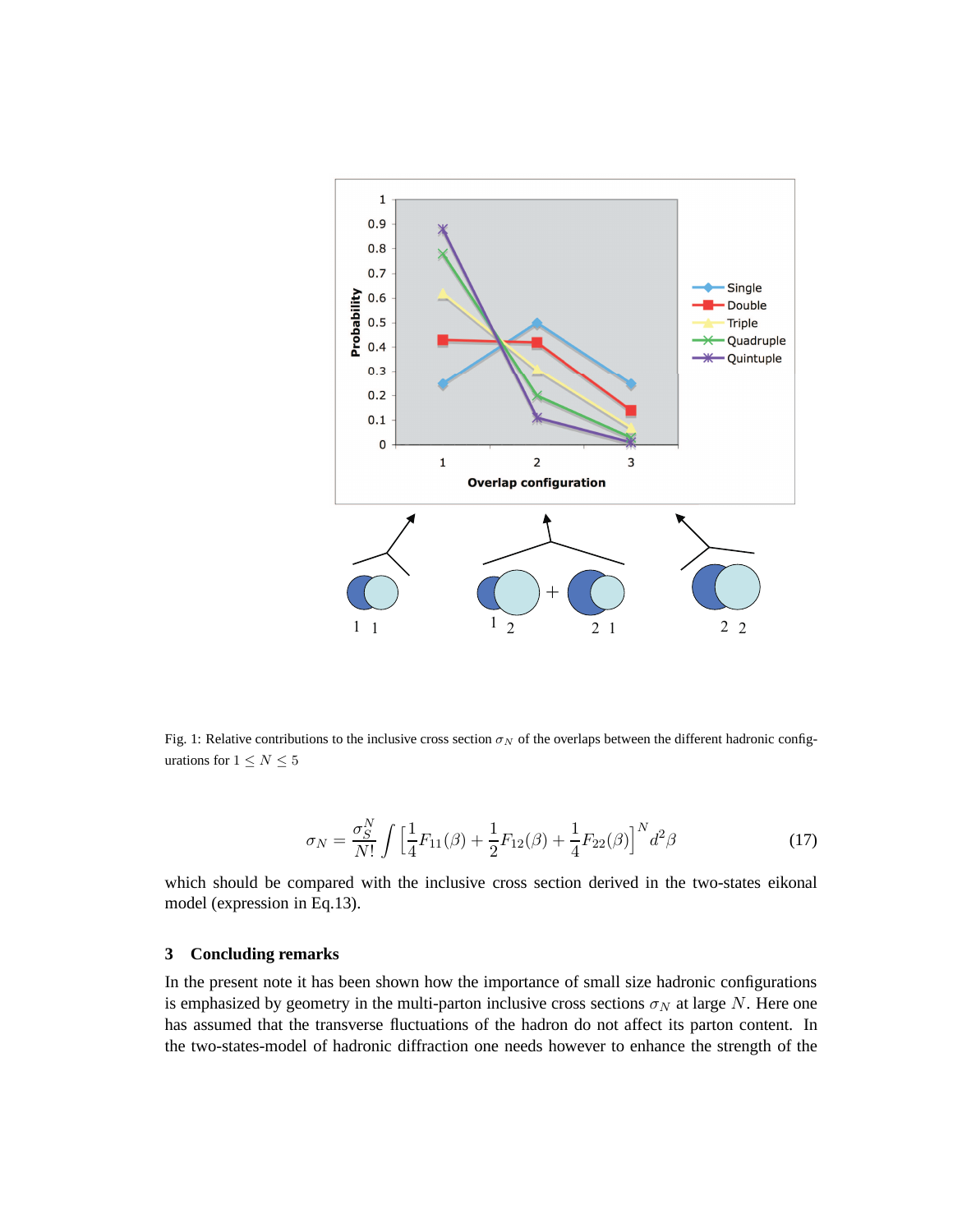Fig. 1: Relative contributions to the inclusive cross section $\sigma_N$ of the overlaps between the different hadronic configurations for $1 \leq N \leq 5$

$$\sigma_N = \frac{\sigma_S^N}{N!} \int \left[\frac{1}{4}F_{11}(\beta) + \frac{1}{2}F_{12}(\beta) + \frac{1}{4}F_{22}(\beta)\right]^N d^2\beta \tag{17}$$

which should be compared with the inclusive cross section derived in the two-states eikonal model (expression in Eq.13).

## 3 Concluding remarks

In the present note it has been shown how the importance of small size hadronic configurations is emphasized by geometry in the multi-parton inclusive cross sections $\sigma_N$ at large $N$. Here one has assumed that the transverse fluctuations of the hadron do not affect its parton content. In the two-states-model of hadronic diffraction one needs however to enhance the strength of the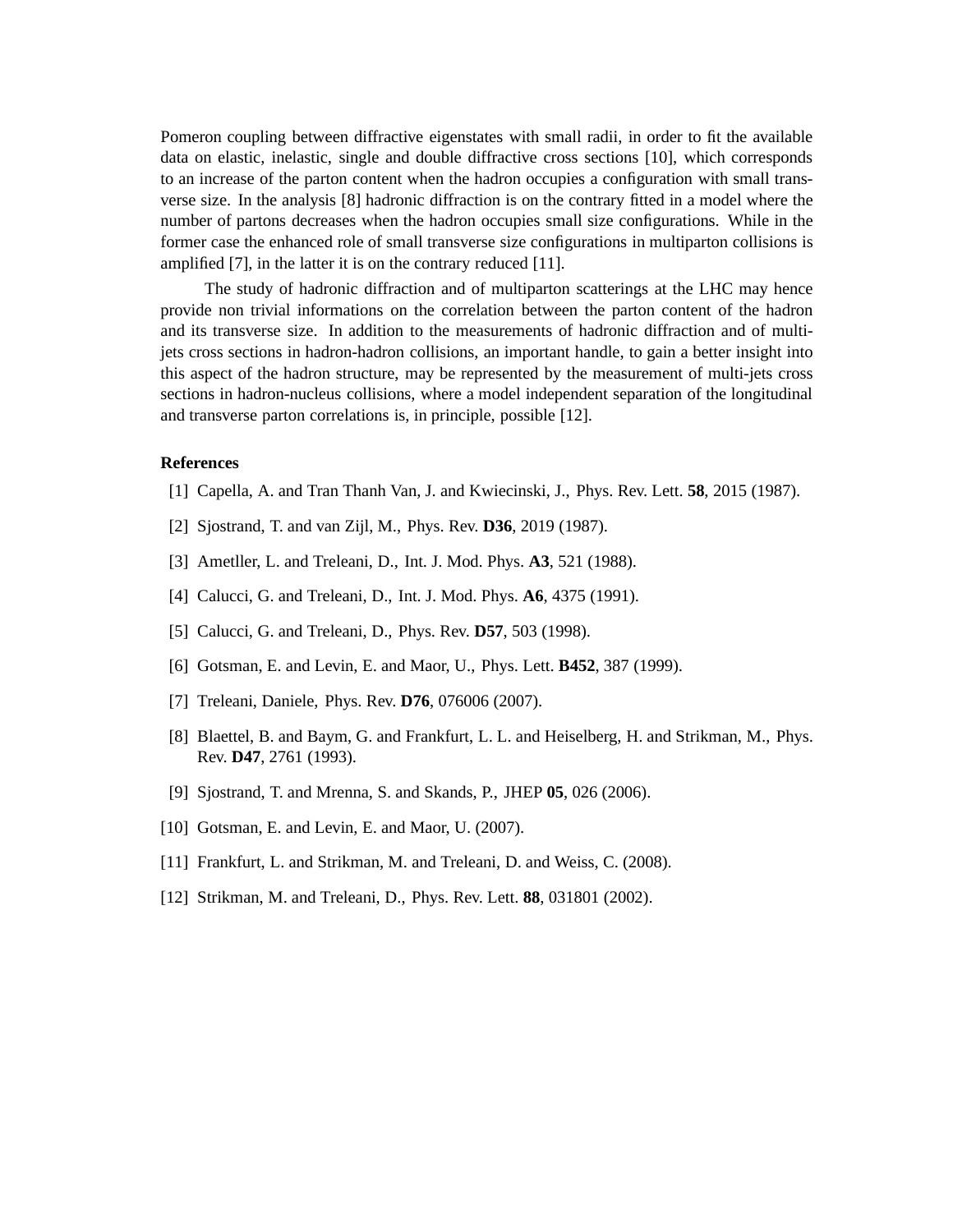Pomeron coupling between diffractive eigenstates with small radii, in order to fit the available data on elastic, inelastic, single and double diffractive cross sections [10], which corresponds to an increase of the parton content when the hadron occupies a configuration with small transverse size. In the analysis [8] hadronic diffraction is on the contrary fitted in a model where the number of partons decreases when the hadron occupies small size configurations. While in the former case the enhanced role of small transverse size configurations in multiparton collisions is amplified [7], in the latter it is on the contrary reduced [11].

The study of hadronic diffraction and of multiparton scatterings at the LHC may hence provide non trivial informations on the correlation between the parton content of the hadron and its transverse size. In addition to the measurements of hadronic diffraction and of multi-jets cross sections in hadron-hadron collisions, an important handle, to gain a better insight into this aspect of the hadron structure, may be represented by the measurement of multi-jets cross sections in hadron-nucleus collisions, where a model independent separation of the longitudinal and transverse parton correlations is, in principle, possible [12].

### References

[1] Capella, A. and Tran Thanh Van, J. and Kwiecinski, J., Phys. Rev. Lett. **58**, 2015 (1987).

[2] Sjostrand, T. and van Zijl, M., Phys. Rev. **D36**, 2019 (1987).

[3] Ametller, L. and Treleani, D., Int. J. Mod. Phys. **A3**, 521 (1988).

[4] Calucci, G. and Treleani, D., Int. J. Mod. Phys. **A6**, 4375 (1991).

[5] Calucci, G. and Treleani, D., Phys. Rev. **D57**, 503 (1998).

[6] Gotsman, E. and Levin, E. and Maor, U., Phys. Lett. **B452**, 387 (1999).

[7] Treleani, Daniele, Phys. Rev. **D76**, 076006 (2007).

[8] Blaettel, B. and Baym, G. and Frankfurt, L. L. and Heiselberg, H. and Strikman, M., Phys. Rev. **D47**, 2761 (1993).

[9] Sjostrand, T. and Mrenna, S. and Skands, P., JHEP **05**, 026 (2006).

[10] Gotsman, E. and Levin, E. and Maor, U. (2007).

[11] Frankfurt, L. and Strikman, M. and Treleani, D. and Weiss, C. (2008).

[12] Strikman, M. and Treleani, D., Phys. Rev. Lett. **88**, 031801 (2002).